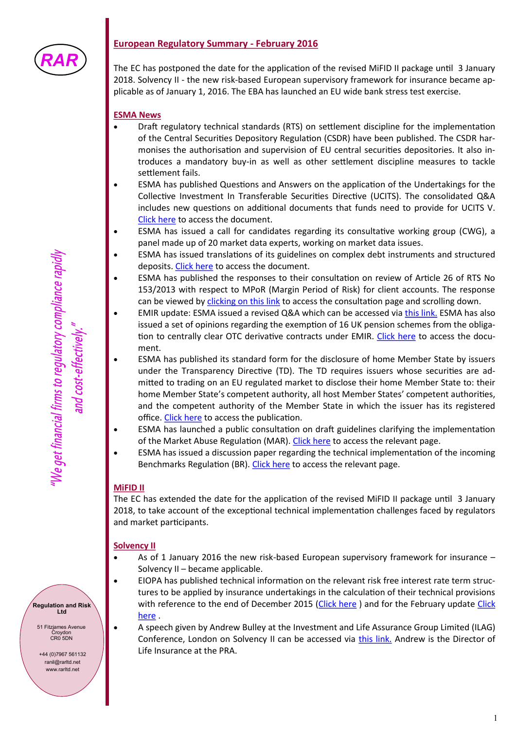RAR

"We get financial firms to regulatory compliance rapidly and cost-effectively."

**Regulation and Risk Ltd**

51 Fitzjames Avenue
Croydon
CR0 5DN

+44 (0)7967 561132
ranil@rarltd.net
www.rarltd.net

## European Regulatory Summary - February 2016

The EC has postponed the date for the application of the revised MiFID II package until 3 January 2018. Solvency II - the new risk-based European supervisory framework for insurance became applicable as of January 1, 2016. The EBA has launched an EU wide bank stress test exercise.

### ESMA News

- Draft regulatory technical standards (RTS) on settlement discipline for the implementation of the Central Securities Depository Regulation (CSDR) have been published. The CSDR harmonises the authorisation and supervision of EU central securities depositories. It also introduces a mandatory buy-in as well as other settlement discipline measures to tackle settlement fails.
- ESMA has published Questions and Answers on the application of the Undertakings for the Collective Investment In Transferable Securities Directive (UCITS). The consolidated Q&A includes new questions on additional documents that funds need to provide for UCITS V. Click here to access the document.
- ESMA has issued a call for candidates regarding its consultative working group (CWG), a panel made up of 20 market data experts, working on market data issues.
- ESMA has issued translations of its guidelines on complex debt instruments and structured deposits. Click here to access the document.
- ESMA has published the responses to their consultation on review of Article 26 of RTS No 153/2013 with respect to MPoR (Margin Period of Risk) for client accounts. The response can be viewed by clicking on this link to access the consultation page and scrolling down.
- EMIR update: ESMA issued a revised Q&A which can be accessed via this link. ESMA has also issued a set of opinions regarding the exemption of 16 UK pension schemes from the obligation to centrally clear OTC derivative contracts under EMIR. Click here to access the document.
- ESMA has published its standard form for the disclosure of home Member State by issuers under the Transparency Directive (TD). The TD requires issuers whose securities are admitted to trading on an EU regulated market to disclose their home Member State to: their home Member State's competent authority, all host Member States' competent authorities, and the competent authority of the Member State in which the issuer has its registered office. Click here to access the publication.
- ESMA has launched a public consultation on draft guidelines clarifying the implementation of the Market Abuse Regulation (MAR). Click here to access the relevant page.
- ESMA has issued a discussion paper regarding the technical implementation of the incoming Benchmarks Regulation (BR). Click here to access the relevant page.

### MiFID II

The EC has extended the date for the application of the revised MiFID II package until 3 January 2018, to take account of the exceptional technical implementation challenges faced by regulators and market participants.

### Solvency II

- As of 1 January 2016 the new risk-based European supervisory framework for insurance – Solvency II – became applicable.
- EIOPA has published technical information on the relevant risk free interest rate term structures to be applied by insurance undertakings in the calculation of their technical provisions with reference to the end of December 2015 (Click here ) and for the February update Click here .
- A speech given by Andrew Bulley at the Investment and Life Assurance Group Limited (ILAG) Conference, London on Solvency II can be accessed via this link. Andrew is the Director of Life Insurance at the PRA.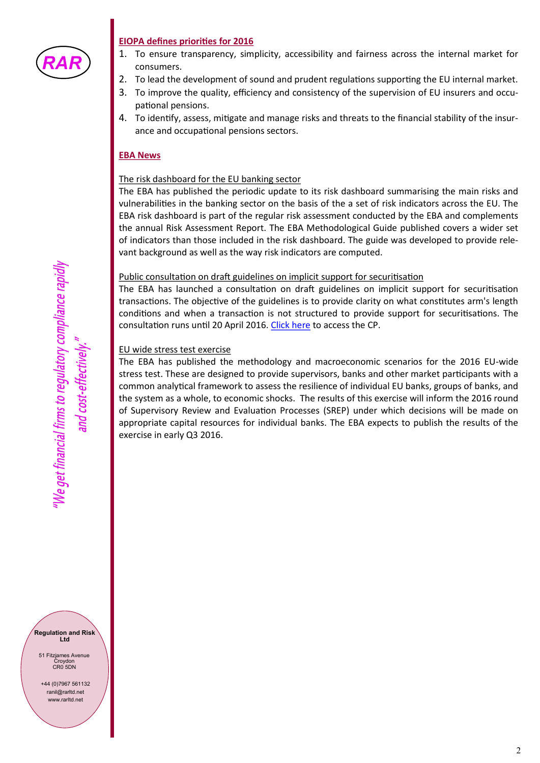RAR

## EIOPA defines priorities for 2016

1. To ensure transparency, simplicity, accessibility and fairness across the internal market for consumers.
2. To lead the development of sound and prudent regulations supporting the EU internal market.
3. To improve the quality, efficiency and consistency of the supervision of EU insurers and occupational pensions.
4. To identify, assess, mitigate and manage risks and threats to the financial stability of the insurance and occupational pensions sectors.

## EBA News

### The risk dashboard for the EU banking sector

The EBA has published the periodic update to its risk dashboard summarising the main risks and vulnerabilities in the banking sector on the basis of the a set of risk indicators across the EU. The EBA risk dashboard is part of the regular risk assessment conducted by the EBA and complements the annual Risk Assessment Report. The EBA Methodological Guide published covers a wider set of indicators than those included in the risk dashboard. The guide was developed to provide relevant background as well as the way risk indicators are computed.

### Public consultation on draft guidelines on implicit support for securitisation

The EBA has launched a consultation on draft guidelines on implicit support for securitisation transactions. The objective of the guidelines is to provide clarity on what constitutes arm's length conditions and when a transaction is not structured to provide support for securitisations. The consultation runs until 20 April 2016. Click here to access the CP.

### EU wide stress test exercise

The EBA has published the methodology and macroeconomic scenarios for the 2016 EU-wide stress test. These are designed to provide supervisors, banks and other market participants with a common analytical framework to assess the resilience of individual EU banks, groups of banks, and the system as a whole, to economic shocks. The results of this exercise will inform the 2016 round of Supervisory Review and Evaluation Processes (SREP) under which decisions will be made on appropriate capital resources for individual banks. The EBA expects to publish the results of the exercise in early Q3 2016.

*"We get financial firms to regulatory compliance rapidly and cost-effectively."*

**Regulation and Risk Ltd**

51 Fitzjames Avenue
Croydon
CR0 5DN

+44 (0)7967 561132
ranil@rarltd.net
www.rarltd.net